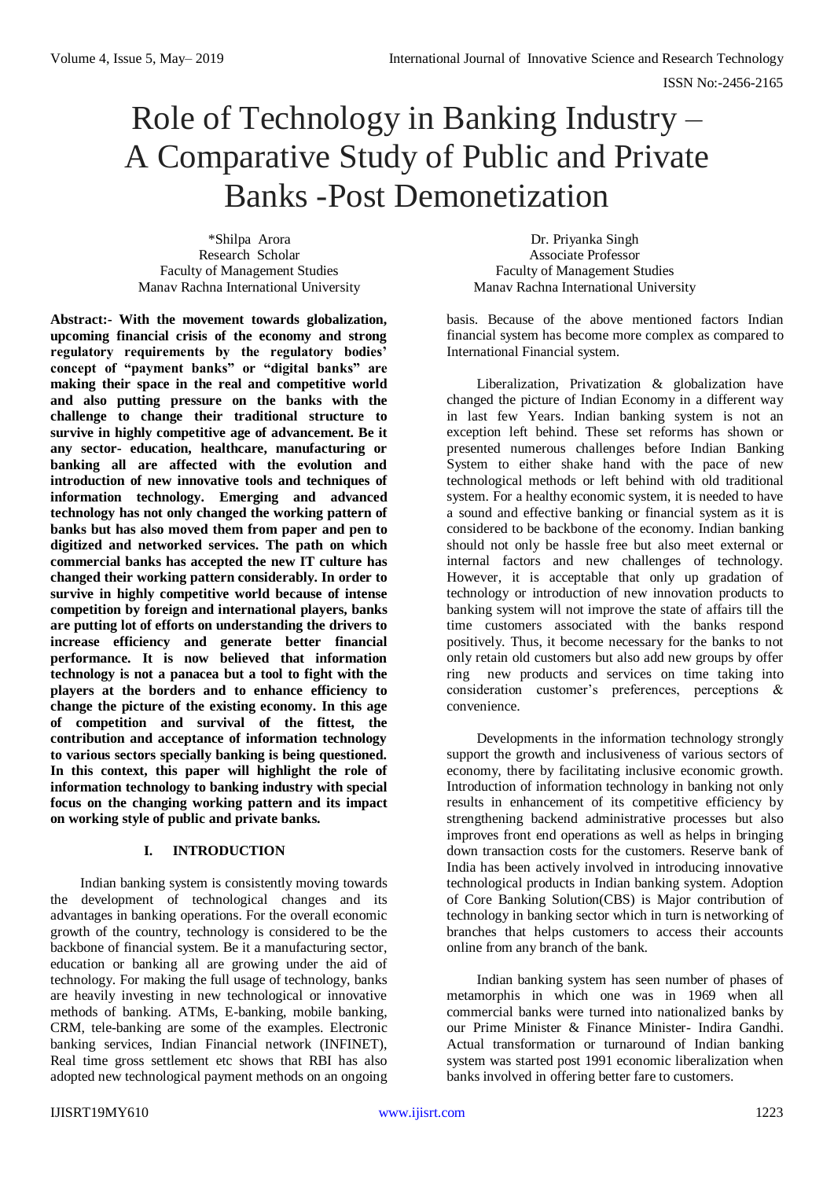# Role of Technology in Banking Industry – A Comparative Study of Public and Private Banks -Post Demonetization

*Shilpa Arora
Research Scholar
Faculty of Management Studies
Manav Rachna International University

Dr. Priyanka Singh
Associate Professor
Faculty of Management Studies
Manav Rachna International University

**Abstract:- With the movement towards globalization, upcoming financial crisis of the economy and strong regulatory requirements by the regulatory bodies' concept of "payment banks" or "digital banks" are making their space in the real and competitive world and also putting pressure on the banks with the challenge to change their traditional structure to survive in highly competitive age of advancement. Be it any sector- education, healthcare, manufacturing or banking all are affected with the evolution and introduction of new innovative tools and techniques of information technology. Emerging and advanced technology has not only changed the working pattern of banks but has also moved them from paper and pen to digitized and networked services. The path on which commercial banks has accepted the new IT culture has changed their working pattern considerably. In order to survive in highly competitive world because of intense competition by foreign and international players, banks are putting lot of efforts on understanding the drivers to increase efficiency and generate better financial performance. It is now believed that information technology is not a panacea but a tool to fight with the players at the borders and to enhance efficiency to change the picture of the existing economy. In this age of competition and survival of the fittest, the contribution and acceptance of information technology to various sectors specially banking is being questioned. In this context, this paper will highlight the role of information technology to banking industry with special focus on the changing working pattern and its impact on working style of public and private banks.**

## I. INTRODUCTION

Indian banking system is consistently moving towards the development of technological changes and its advantages in banking operations. For the overall economic growth of the country, technology is considered to be the backbone of financial system. Be it a manufacturing sector, education or banking all are growing under the aid of technology. For making the full usage of technology, banks are heavily investing in new technological or innovative methods of banking. ATMs, E-banking, mobile banking, CRM, tele-banking are some of the examples. Electronic banking services, Indian Financial network (INFINET), Real time gross settlement etc shows that RBI has also adopted new technological payment methods on an ongoing basis. Because of the above mentioned factors Indian financial system has become more complex as compared to International Financial system.

Liberalization, Privatization & globalization have changed the picture of Indian Economy in a different way in last few Years. Indian banking system is not an exception left behind. These set reforms has shown or presented numerous challenges before Indian Banking System to either shake hand with the pace of new technological methods or left behind with old traditional system. For a healthy economic system, it is needed to have a sound and effective banking or financial system as it is considered to be backbone of the economy. Indian banking should not only be hassle free but also meet external or internal factors and new challenges of technology. However, it is acceptable that only up gradation of technology or introduction of new innovation products to banking system will not improve the state of affairs till the time customers associated with the banks respond positively. Thus, it become necessary for the banks to not only retain old customers but also add new groups by offer ring new products and services on time taking into consideration customer's preferences, perceptions & convenience.

Developments in the information technology strongly support the growth and inclusiveness of various sectors of economy, there by facilitating inclusive economic growth. Introduction of information technology in banking not only results in enhancement of its competitive efficiency by strengthening backend administrative processes but also improves front end operations as well as helps in bringing down transaction costs for the customers. Reserve bank of India has been actively involved in introducing innovative technological products in Indian banking system. Adoption of Core Banking Solution(CBS) is Major contribution of technology in banking sector which in turn is networking of branches that helps customers to access their accounts online from any branch of the bank.

Indian banking system has seen number of phases of metamorphis in which one was in 1969 when all commercial banks were turned into nationalized banks by our Prime Minister & Finance Minister- Indira Gandhi. Actual transformation or turnaround of Indian banking system was started post 1991 economic liberalization when banks involved in offering better fare to customers.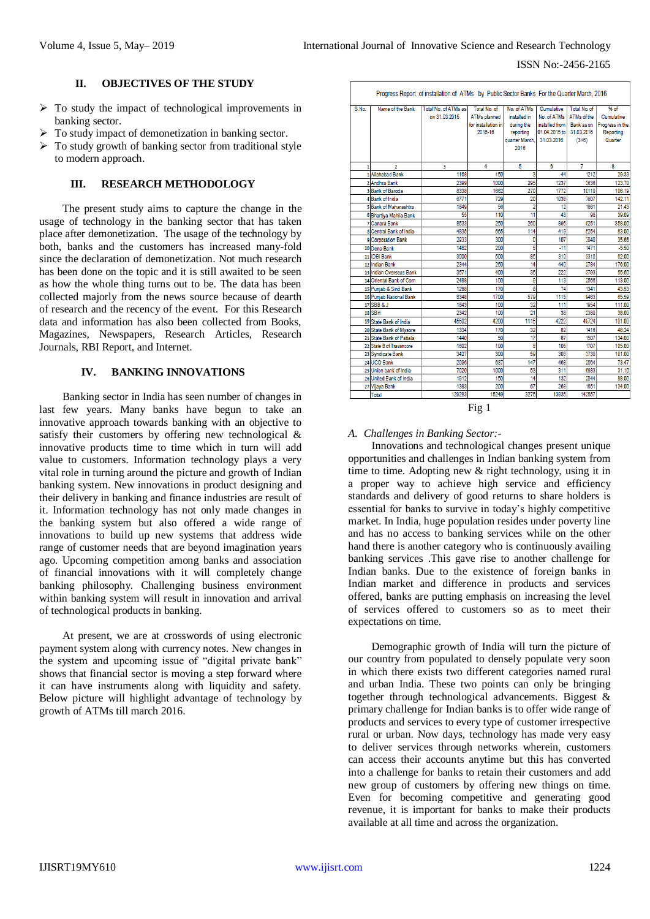## II. OBJECTIVES OF THE STUDY

- To study the impact of technological improvements in banking sector.
- To study impact of demonetization in banking sector.
- To study growth of banking sector from traditional style to modern approach.

## III. RESEARCH METHODOLOGY

The present study aims to capture the change in the usage of technology in the banking sector that has taken place after demonetization. The usage of the technology by both, banks and the customers has increased many-fold since the declaration of demonetization. Not much research has been done on the topic and it is still awaited to be seen as how the whole thing turns out to be. The data has been collected majorly from the news source because of dearth of research and the recency of the event. For this Research data and information has also been collected from Books, Magazines, Newspapers, Research Articles, Research Journals, RBI Report, and Internet.

## IV. BANKING INNOVATIONS

Banking sector in India has seen number of changes in last few years. Many banks have begun to take an innovative approach towards banking with an objective to satisfy their customers by offering new technological & innovative products time to time which in turn will add value to customers. Information technology plays a very vital role in turning around the picture and growth of Indian banking system. New innovations in product designing and their delivery in banking and finance industries are result of it. Information technology has not only made changes in the banking system but also offered a wide range of innovations to build up new systems that address wide range of customer needs that are beyond imagination years ago. Upcoming competition among banks and association of financial innovations with it will completely change banking philosophy. Challenging business environment within banking system will result in innovation and arrival of technological products in banking.

At present, we are at crosswords of using electronic payment system along with currency notes. New changes in the system and upcoming issue of "digital private bank" shows that financial sector is moving a step forward where it can have instruments along with liquidity and safety. Below picture will highlight advantage of technology by growth of ATMs till march 2016.

Progress Report of installation of ATMs by Public Sector Banks For the Quarter March, 2016

| S.No. | Name of the Bank | Total No. of ATMs as on 31.03.2015 | Total No. of ATMs planned for installation in 2015-16 | No. of ATMs installed in during the reporting quarter March, 2016 | Cumulative No. of ATMs installed from 01.04.2015 to 31.03.2016 | Total No. of ATMs of the Bank as on 31.03.2016 (3+6) | % of Cumulative Progress in the Reporting Quarter |
|---|---|---|---|---|---|---|---|
| 1 | 2 | 3 | 4 | 5 | 6 | 7 | 8 |
| 1 | Allahabad Bank | 1168 | 150 | 3 | 44 | 1212 | 29.33 |
| 2 | Andhra Bank | 2399 | 1000 | 295 | 1237 | 3636 | 123.70 |
| 3 | Bank of Baroda | 8338 | 1662 | 270 | 1772 | 10110 | 106.19 |
| 4 | Bank of India | 6771 | 729 | 20 | 1036 | 7807 | 142.11 |
| 5 | Bank of Maharashtra | 1849 | 56 | 2 | 12 | 1861 | 21.43 |
| 6 | Bhartiya Mahila Bank | 55 | 110 | 11 | 43 | 98 | 39.09 |
| 7 | Canara Bank | 8533 | 250 | 260 | 895 | 9251 | 358.00 |
| 8 | Central Bank of India | 4835 | 665 | 114 | 419 | 5254 | 63.00 |
| 9 | Corporation Bank | 2933 | 300 | 0 | 107 | 3040 | 35.66 |
| 10 | Dena Bank | 1482 | 200 | 5 | -11 | 1471 | -5.50 |
| 11 | IDBI Bank | 3000 | 500 | 85 | 310 | 3310 | 62.00 |
| 12 | Indian Bank | 2344 | 250 | 14 | 440 | 2784 | 176.00 |
| 13 | Indian Overseas Bank | 3571 | 400 | 35 | 222 | 3793 | 55.50 |
| 14 | Oriental Bank of Com | 2468 | 100 | 9 | 113 | 2566 | 113.00 |
| 15 | Punjab & Sind Bank | 1268 | 170 | 8 | 74 | 1341 | 43.53 |
| 16 | Punjab National Bank | 8348 | 1700 | 579 | 1115 | 9463 | 65.59 |
| 17 | SBB & J | 1843 | 100 | 32 | 111 | 1954 | 111.00 |
| 18 | SBH | 2342 | 100 | 21 | 38 | 2380 | 38.00 |
| 19 | State Bank of India | 45502 | 4200 | 1115 | 4222 | 46724 | 101.00 |
| 20 | State Bank of Mysore | 1334 | 170 | 32 | 82 | 1416 | 48.24 |
| 21 | State Bank of Patiala | 1440 | 50 | 17 | 67 | 1507 | 134.00 |
| 22 | State B of Travancore | 1602 | 100 | 8 | 105 | 1707 | 105.00 |
| 23 | Syndicate Bank | 3427 | 300 | 59 | 303 | 3730 | 101.00 |
| 24 | UCO Bank | 2096 | 637 | 147 | 468 | 2564 | 73.47 |
| 25 | Union bank of India | 7020 | 1000 | 53 | 311 | 6883 | 31.10 |
| 26 | United Bank of India | 1912 | 150 | 14 | 132 | 2044 | 88.00 |
| 27 | Vijaya Bank | 1383 | 200 | 67 | 268 | 1651 | 134.00 |
| | Total | 129283 | 15249 | 3275 | 13835 | 142557 | |

Fig 1

### A. *Challenges in Banking Sector:-*

Innovations and technological changes present unique opportunities and challenges in Indian banking system from time to time. Adopting new & right technology, using it in a proper way to achieve high service and efficiency standards and delivery of good returns to share holders is essential for banks to survive in today's highly competitive market. In India, huge population resides under poverty line and has no access to banking services while on the other hand there is another category who is continuously availing banking services .This gave rise to another challenge for Indian banks. Due to the existence of foreign banks in Indian market and difference in products and services offered, banks are putting emphasis on increasing the level of services offered to customers so as to meet their expectations on time.

Demographic growth of India will turn the picture of our country from populated to densely populate very soon in which there exists two different categories named rural and urban India. These two points can only be bringing together through technological advancements. Biggest & primary challenge for Indian banks is to offer wide range of products and services to every type of customer irrespective rural or urban. Now days, technology has made very easy to deliver services through networks wherein, customers can access their accounts anytime but this has converted into a challenge for banks to retain their customers and add new group of customers by offering new things on time. Even for becoming competitive and generating good revenue, it is important for banks to make their products available at all time and across the organization.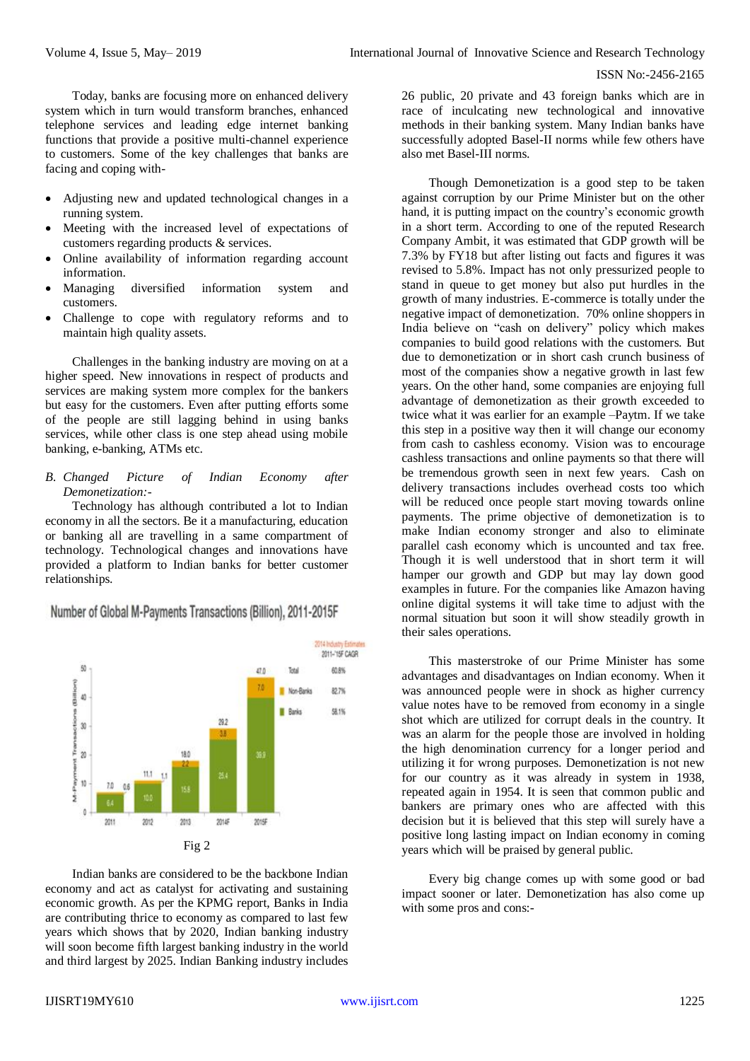Today, banks are focusing more on enhanced delivery system which in turn would transform branches, enhanced telephone services and leading edge internet banking functions that provide a positive multi-channel experience to customers. Some of the key challenges that banks are facing and coping with-

- Adjusting new and updated technological changes in a running system.
- Meeting with the increased level of expectations of customers regarding products & services.
- Online availability of information regarding account information.
- Managing diversified information system and customers.
- Challenge to cope with regulatory reforms and to maintain high quality assets.

Challenges in the banking industry are moving on at a higher speed. New innovations in respect of products and services are making system more complex for the bankers but easy for the customers. Even after putting efforts some of the people are still lagging behind in using banks services, while other class is one step ahead using mobile banking, e-banking, ATMs etc.

*B. Changed Picture of Indian Economy after Demonetization:-*

Technology has although contributed a lot to Indian economy in all the sectors. Be it a manufacturing, education or banking all are travelling in a same compartment of technology. Technological changes and innovations have provided a platform to Indian banks for better customer relationships.

Number of Global M-Payments Transactions (Billion), 2011-2015F

| Year | Banks | Non-Banks | Total |
|---|---|---|---|
| 2011 | 6.4 | 0.6 | 7.0 |
| 2012 | 10.0 | 1.1 | 11.1 |
| 2013 | 15.8 | 2.2 | 18.0 |
| 2014F | 25.4 | 3.8 | 29.2 |
| 2015F | 39.9 | 7.0 | 47.0 |

2014 Industry Estimates, 2011-'15F CAGR: Total 60.8%; Non-Banks 82.7%; Banks 58.1%

Fig 2

Indian banks are considered to be the backbone Indian economy and act as catalyst for activating and sustaining economic growth. As per the KPMG report, Banks in India are contributing thrice to economy as compared to last few years which shows that by 2020, Indian banking industry will soon become fifth largest banking industry in the world and third largest by 2025. Indian Banking industry includes 26 public, 20 private and 43 foreign banks which are in race of inculcating new technological and innovative methods in their banking system. Many Indian banks have successfully adopted Basel-II norms while few others have also met Basel-III norms.

Though Demonetization is a good step to be taken against corruption by our Prime Minister but on the other hand, it is putting impact on the country's economic growth in a short term. According to one of the reputed Research Company Ambit, it was estimated that GDP growth will be 7.3% by FY18 but after listing out facts and figures it was revised to 5.8%. Impact has not only pressurized people to stand in queue to get money but also put hurdles in the growth of many industries. E-commerce is totally under the negative impact of demonetization. 70% online shoppers in India believe on "cash on delivery" policy which makes companies to build good relations with the customers. But due to demonetization or in short cash crunch business of most of the companies show a negative growth in last few years. On the other hand, some companies are enjoying full advantage of demonetization as their growth exceeded to twice what it was earlier for an example –Paytm. If we take this step in a positive way then it will change our economy from cash to cashless economy. Vision was to encourage cashless transactions and online payments so that there will be tremendous growth seen in next few years. Cash on delivery transactions includes overhead costs too which will be reduced once people start moving towards online payments. The prime objective of demonetization is to make Indian economy stronger and also to eliminate parallel cash economy which is uncounted and tax free. Though it is well understood that in short term it will hamper our growth and GDP but may lay down good examples in future. For the companies like Amazon having online digital systems it will take time to adjust with the normal situation but soon it will show steadily growth in their sales operations.

This masterstroke of our Prime Minister has some advantages and disadvantages on Indian economy. When it was announced people were in shock as higher currency value notes have to be removed from economy in a single shot which are utilized for corrupt deals in the country. It was an alarm for the people those are involved in holding the high denomination currency for a longer period and utilizing it for wrong purposes. Demonetization is not new for our country as it was already in system in 1938, repeated again in 1954. It is seen that common public and bankers are primary ones who are affected with this decision but it is believed that this step will surely have a positive long lasting impact on Indian economy in coming years which will be praised by general public.

Every big change comes up with some good or bad impact sooner or later. Demonetization has also come up with some pros and cons:-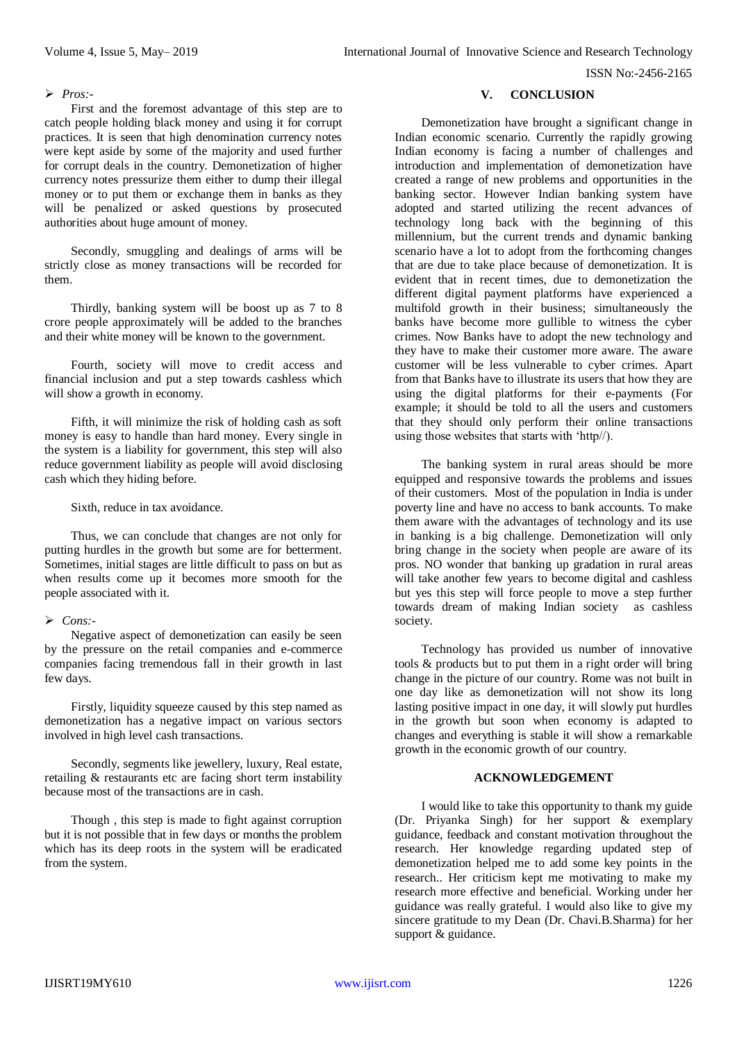- *Pros:-*

First and the foremost advantage of this step are to catch people holding black money and using it for corrupt practices. It is seen that high denomination currency notes were kept aside by some of the majority and used further for corrupt deals in the country. Demonetization of higher currency notes pressurize them either to dump their illegal money or to put them or exchange them in banks as they will be penalized or asked questions by prosecuted authorities about huge amount of money.

Secondly, smuggling and dealings of arms will be strictly close as money transactions will be recorded for them.

Thirdly, banking system will be boost up as 7 to 8 crore people approximately will be added to the branches and their white money will be known to the government.

Fourth, society will move to credit access and financial inclusion and put a step towards cashless which will show a growth in economy.

Fifth, it will minimize the risk of holding cash as soft money is easy to handle than hard money. Every single in the system is a liability for government, this step will also reduce government liability as people will avoid disclosing cash which they hiding before.

Sixth, reduce in tax avoidance.

Thus, we can conclude that changes are not only for putting hurdles in the growth but some are for betterment. Sometimes, initial stages are little difficult to pass on but as when results come up it becomes more smooth for the people associated with it.

- *Cons:-*

Negative aspect of demonetization can easily be seen by the pressure on the retail companies and e-commerce companies facing tremendous fall in their growth in last few days.

Firstly, liquidity squeeze caused by this step named as demonetization has a negative impact on various sectors involved in high level cash transactions.

Secondly, segments like jewellery, luxury, Real estate, retailing & restaurants etc are facing short term instability because most of the transactions are in cash.

Though , this step is made to fight against corruption but it is not possible that in few days or months the problem which has its deep roots in the system will be eradicated from the system.

## V. CONCLUSION

Demonetization have brought a significant change in Indian economic scenario. Currently the rapidly growing Indian economy is facing a number of challenges and introduction and implementation of demonetization have created a range of new problems and opportunities in the banking sector. However Indian banking system have adopted and started utilizing the recent advances of technology long back with the beginning of this millennium, but the current trends and dynamic banking scenario have a lot to adopt from the forthcoming changes that are due to take place because of demonetization. It is evident that in recent times, due to demonetization the different digital payment platforms have experienced a multifold growth in their business; simultaneously the banks have become more gullible to witness the cyber crimes. Now Banks have to adopt the new technology and they have to make their customer more aware. The aware customer will be less vulnerable to cyber crimes. Apart from that Banks have to illustrate its users that how they are using the digital platforms for their e-payments (For example; it should be told to all the users and customers that they should only perform their online transactions using those websites that starts with 'http//).

The banking system in rural areas should be more equipped and responsive towards the problems and issues of their customers. Most of the population in India is under poverty line and have no access to bank accounts. To make them aware with the advantages of technology and its use in banking is a big challenge. Demonetization will only bring change in the society when people are aware of its pros. NO wonder that banking up gradation in rural areas will take another few years to become digital and cashless but yes this step will force people to move a step further towards dream of making Indian society as cashless society.

Technology has provided us number of innovative tools & products but to put them in a right order will bring change in the picture of our country. Rome was not built in one day like as demonetization will not show its long lasting positive impact in one day, it will slowly put hurdles in the growth but soon when economy is adapted to changes and everything is stable it will show a remarkable growth in the economic growth of our country.

## ACKNOWLEDGEMENT

I would like to take this opportunity to thank my guide (Dr. Priyanka Singh) for her support & exemplary guidance, feedback and constant motivation throughout the research. Her knowledge regarding updated step of demonetization helped me to add some key points in the research.. Her criticism kept me motivating to make my research more effective and beneficial. Working under her guidance was really grateful. I would also like to give my sincere gratitude to my Dean (Dr. Chavi.B.Sharma) for her support & guidance.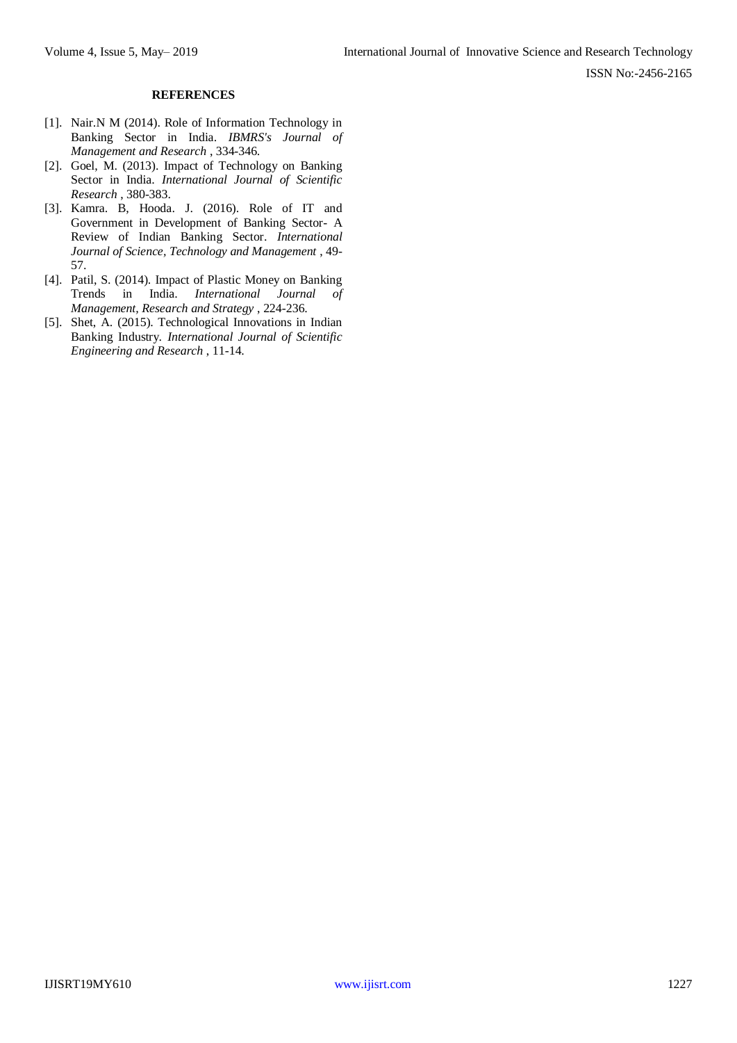## REFERENCES

[1]. Nair.N M (2014). Role of Information Technology in Banking Sector in India. *IBMRS's Journal of Management and Research* , 334-346.

[2]. Goel, M. (2013). Impact of Technology on Banking Sector in India. *International Journal of Scientific Research* , 380-383.

[3]. Kamra. B, Hooda. J. (2016). Role of IT and Government in Development of Banking Sector- A Review of Indian Banking Sector. *International Journal of Science, Technology and Management* , 49-57.

[4]. Patil, S. (2014). Impact of Plastic Money on Banking Trends in India. *International Journal of Management, Research and Strategy* , 224-236.

[5]. Shet, A. (2015). Technological Innovations in Indian Banking Industry. *International Journal of Scientific Engineering and Research* , 11-14.